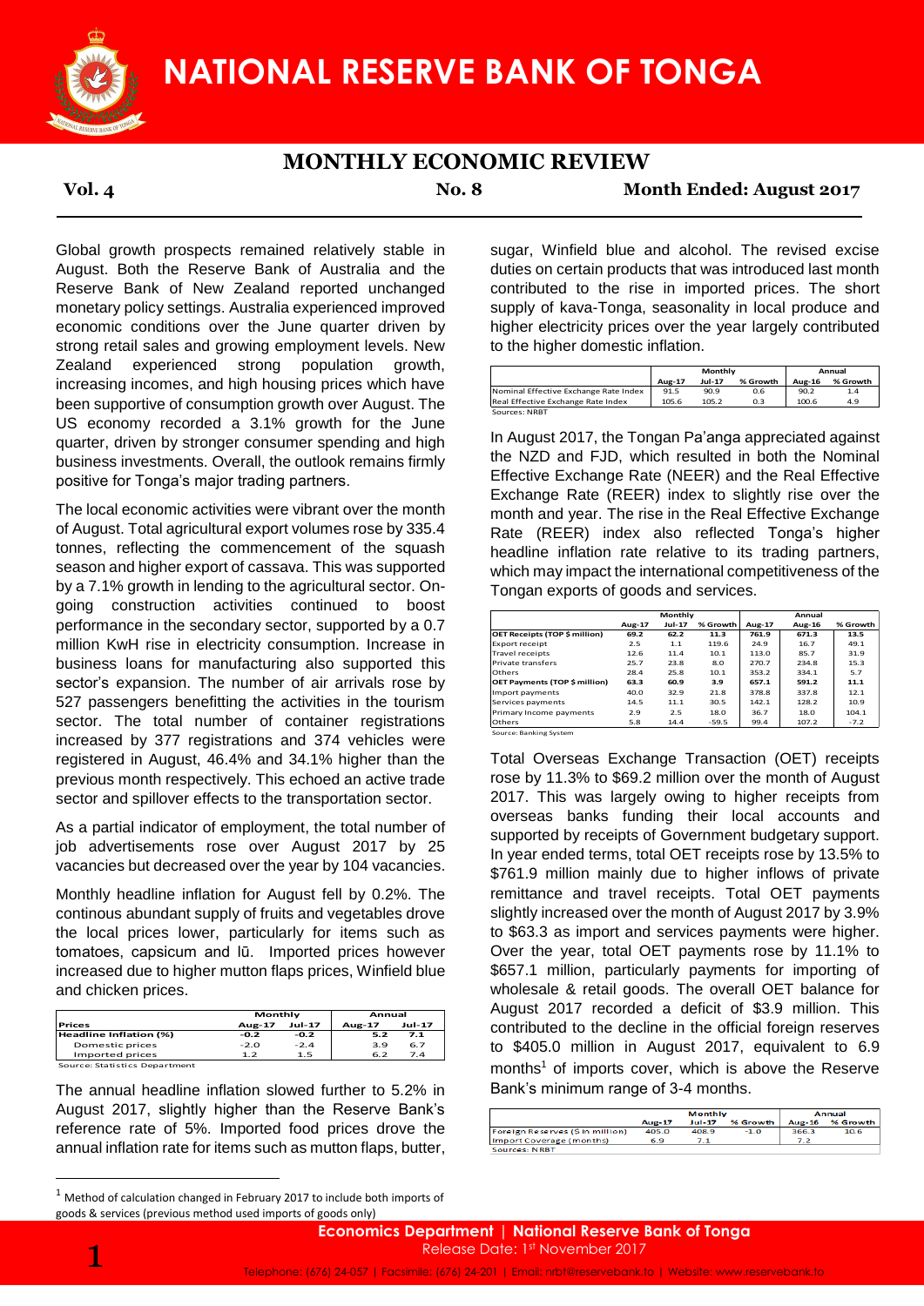# NATIONAL RESERVE BANK OF TONGA

## MONTHLY ECONOMIC REVIEW

**Vol. 4** **No. 8** **Month Ended: August 2017**

Global growth prospects remained relatively stable in August. Both the Reserve Bank of Australia and the Reserve Bank of New Zealand reported unchanged monetary policy settings. Australia experienced improved economic conditions over the June quarter driven by strong retail sales and growing employment levels. New Zealand experienced strong population growth, increasing incomes, and high housing prices which have been supportive of consumption growth over August. The US economy recorded a 3.1% growth for the June quarter, driven by stronger consumer spending and high business investments. Overall, the outlook remains firmly positive for Tonga's major trading partners.

The local economic activities were vibrant over the month of August. Total agricultural export volumes rose by 335.4 tonnes, reflecting the commencement of the squash season and higher export of cassava. This was supported by a 7.1% growth in lending to the agricultural sector. On-going construction activities continued to boost performance in the secondary sector, supported by a 0.7 million KwH rise in electricity consumption. Increase in business loans for manufacturing also supported this sector's expansion. The number of air arrivals rose by 527 passengers benefitting the activities in the tourism sector. The total number of container registrations increased by 377 registrations and 374 vehicles were registered in August, 46.4% and 34.1% higher than the previous month respectively. This echoed an active trade sector and spillover effects to the transportation sector.

As a partial indicator of employment, the total number of job advertisements rose over August 2017 by 25 vacancies but decreased over the year by 104 vacancies.

Monthly headline inflation for August fell by 0.2%. The continous abundant supply of fruits and vegetables drove the local prices lower, particularly for items such as tomatoes, capsicum and lū. Imported prices however increased due to higher mutton flaps prices, Winfield blue and chicken prices.

| Prices | Monthly | | Annual | |
|---|---|---|---|---|
| | Aug-17 | Jul-17 | Aug-17 | Jul-17 |
| **Headline Inflation (%)** | **-0.2** | **-0.2** | **5.2** | **7.1** |
| Domestic prices | -2.0 | -2.4 | 3.9 | 6.7 |
| Imported prices | 1.2 | 1.5 | 6.2 | 7.4 |

Source: Statistics Department

The annual headline inflation slowed further to 5.2% in August 2017, slightly higher than the Reserve Bank's reference rate of 5%. Imported food prices drove the annual inflation rate for items such as mutton flaps, butter, sugar, Winfield blue and alcohol. The revised excise duties on certain products that was introduced last month contributed to the rise in imported prices. The short supply of kava-Tonga, seasonality in local produce and higher electricity prices over the year largely contributed to the higher domestic inflation.

| | Monthly | | | Annual | |
|---|---|---|---|---|---|
| | Aug-17 | Jul-17 | % Growth | Aug-16 | % Growth |
| Nominal Effective Exchange Rate Index | 91.5 | 90.9 | 0.6 | 90.2 | 1.4 |
| Real Effective Exchange Rate Index | 105.6 | 105.2 | 0.3 | 100.6 | 4.9 |

Sources: NRBT

In August 2017, the Tongan Pa'anga appreciated against the NZD and FJD, which resulted in both the Nominal Effective Exchange Rate (NEER) and the Real Effective Exchange Rate (REER) index to slightly rise over the month and year. The rise in the Real Effective Exchange Rate (REER) index also reflected Tonga's higher headline inflation rate relative to its trading partners, which may impact the international competitiveness of the Tongan exports of goods and services.

| | Monthly | | | Annual | | |
|---|---|---|---|---|---|---|
| | Aug-17 | Jul-17 | % Growth | Aug-17 | Aug-16 | % Growth |
| **OET Receipts (TOP $ million)** | **69.2** | **62.2** | **11.3** | **761.9** | **671.3** | **13.5** |
| Export receipt | 2.5 | 1.1 | 119.6 | 24.9 | 16.7 | 49.1 |
| Travel receipts | 12.6 | 11.4 | 10.1 | 113.0 | 85.7 | 31.9 |
| Private transfers | 25.7 | 23.8 | 8.0 | 270.7 | 234.8 | 15.3 |
| Others | 28.4 | 25.8 | 10.1 | 353.2 | 334.1 | 5.7 |
| **OET Payments (TOP $ million)** | **63.3** | **60.9** | **3.9** | **657.1** | **591.2** | **11.1** |
| Import payments | 40.0 | 32.9 | 21.8 | 378.8 | 337.8 | 12.1 |
| Services payments | 14.5 | 11.1 | 30.5 | 142.1 | 128.2 | 10.9 |
| Primary Income payments | 2.9 | 2.5 | 18.0 | 36.7 | 18.0 | 104.1 |
| Others | 5.8 | 14.4 | -59.5 | 99.4 | 107.2 | -7.2 |

Source: Banking System

Total Overseas Exchange Transaction (OET) receipts rose by 11.3% to $69.2 million over the month of August 2017. This was largely owing to higher receipts from overseas banks funding their local accounts and supported by receipts of Government budgetary support. In year ended terms, total OET receipts rose by 13.5% to $761.9 million mainly due to higher inflows of private remittance and travel receipts. Total OET payments slightly increased over the month of August 2017 by 3.9% to $63.3 million as import and services payments were higher. Over the year, total OET payments rose by 11.1% to $657.1 million, particularly payments for importing of wholesale & retail goods. The overall OET balance for August 2017 recorded a deficit of $3.9 million. This contributed to the decline in the official foreign reserves to $405.0 million in August 2017, equivalent to 6.9 months[1] of imports cover, which is above the Reserve Bank's minimum range of 3-4 months.

| | Monthly | | | Annual | |
|---|---|---|---|---|---|
| | Aug-17 | Jul-17 | % Growth | Aug-16 | % Growth |
| Foreign Reserves ($ in million) | 405.0 | 408.9 | -1.0 | 366.3 | 10.6 |
| Import Coverage (months) | 6.9 | 7.1 | | 7.2 | |

Sources: NRBT

[1] Method of calculation changed in February 2017 to include both imports of goods & services (previous method used imports of goods only)

**Economics Department | National Reserve Bank of Tonga**
Release Date: 1st November 2017

Telephone: (676) 24-057 | Facsimile: (676) 24-201 | Email: nrbt@reservebank.to | Website: www.reservebank.to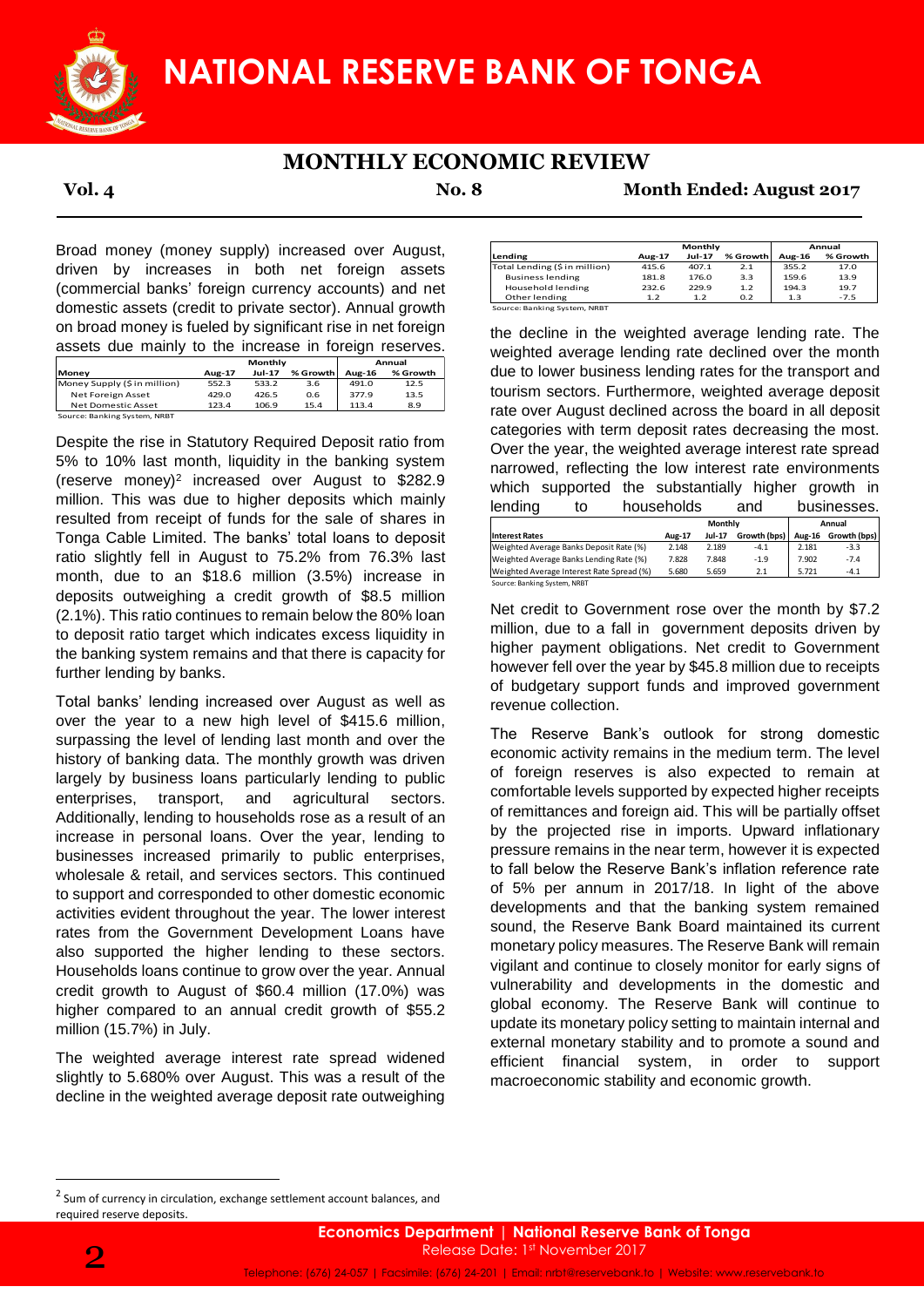# NATIONAL RESERVE BANK OF TONGA

## MONTHLY ECONOMIC REVIEW

**Vol. 4** **No. 8** **Month Ended: August 2017**

Broad money (money supply) increased over August, driven by increases in both net foreign assets (commercial banks' foreign currency accounts) and net domestic assets (credit to private sector). Annual growth on broad money is fueled by significant rise in net foreign assets due mainly to the increase in foreign reserves.

| | Monthly | | | Annual | |
|---|---|---|---|---|---|
| **Money** | **Aug-17** | **Jul-17** | **% Growth** | **Aug-16** | **% Growth** |
| Money Supply ($ in million) | 552.3 | 533.2 | 3.6 | 491.0 | 12.5 |
| Net Foreign Asset | 429.0 | 426.5 | 0.6 | 377.9 | 13.5 |
| Net Domestic Asset | 123.4 | 106.9 | 15.4 | 113.4 | 8.9 |

Source: Banking System, NRBT

Despite the rise in Statutory Required Deposit ratio from 5% to 10% last month, liquidity in the banking system (reserve money)[2] increased over August to $282.9 million. This was due to higher deposits which mainly resulted from receipt of funds for the sale of shares in Tonga Cable Limited. The banks' total loans to deposit ratio slightly fell in August to 75.2% from 76.3% last month, due to an $18.6 million (3.5%) increase in deposits outweighing a credit growth of $8.5 million (2.1%). This ratio continues to remain below the 80% loan to deposit ratio target which indicates excess liquidity in the banking system remains and that there is capacity for further lending by banks.

Total banks' lending increased over August as well as over the year to a new high level of $415.6 million, surpassing the level of lending last month and over the history of banking data. The monthly growth was driven largely by business loans particularly lending to public enterprises, transport, and agricultural sectors. Additionally, lending to households rose as a result of an increase in personal loans. Over the year, lending to businesses increased primarily to public enterprises, wholesale & retail, and services sectors. This continued to support and corresponded to other domestic economic activities evident throughout the year. The lower interest rates from the Government Development Loans have also supported the higher lending to these sectors. Households loans continue to grow over the year. Annual credit growth to August of $60.4 million (17.0%) was higher compared to an annual credit growth of $55.2 million (15.7%) in July.

The weighted average interest rate spread widened slightly to 5.680% over August. This was a result of the decline in the weighted average deposit rate outweighing

| | Monthly | | | Annual | |
|---|---|---|---|---|---|
| **Lending** | **Aug-17** | **Jul-17** | **% Growth** | **Aug-16** | **% Growth** |
| Total Lending ($ in million) | 415.6 | 407.1 | 2.1 | 355.2 | 17.0 |
| Business lending | 181.8 | 176.0 | 3.3 | 159.6 | 13.9 |
| Household lending | 232.6 | 229.9 | 1.2 | 194.3 | 19.7 |
| Other lending | 1.2 | 1.2 | 0.2 | 1.3 | -7.5 |

Source: Banking System, NRBT

the decline in the weighted average lending rate. The weighted average lending rate declined over the month due to lower business lending rates for the transport and tourism sectors. Furthermore, weighted average deposit rate over August declined across the board in all deposit categories with term deposit rates decreasing the most. Over the year, the weighted average interest rate spread narrowed, reflecting the low interest rate environments which supported the substantially higher growth in lending to households and businesses.

| | Monthly | | | Annual | |
|---|---|---|---|---|---|
| **Interest Rates** | **Aug-17** | **Jul-17** | **Growth (bps)** | **Aug-16** | **Growth (bps)** |
| Weighted Average Banks Deposit Rate (%) | 2.148 | 2.189 | -4.1 | 2.181 | -3.3 |
| Weighted Average Banks Lending Rate (%) | 7.828 | 7.848 | -1.9 | 7.902 | -7.4 |
| Weighted Average Interest Rate Spread (%) | 5.680 | 5.659 | 2.1 | 5.721 | -4.1 |

Source: Banking System, NRBT

Net credit to Government rose over the month by $7.2 million, due to a fall in government deposits driven by higher payment obligations. Net credit to Government however fell over the year by $45.8 million due to receipts of budgetary support funds and improved government revenue collection.

The Reserve Bank's outlook for strong domestic economic activity remains in the medium term. The level of foreign reserves is also expected to remain at comfortable levels supported by expected higher receipts of remittances and foreign aid. This will be partially offset by the projected rise in imports. Upward inflationary pressure remains in the near term, however it is expected to fall below the Reserve Bank's inflation reference rate of 5% per annum in 2017/18. In light of the above developments and that the banking system remained sound, the Reserve Bank Board maintained its current monetary policy measures. The Reserve Bank will remain vigilant and continue to closely monitor for early signs of vulnerability and developments in the domestic and global economy. The Reserve Bank will continue to update its monetary policy setting to maintain internal and external monetary stability and to promote a sound and efficient financial system, in order to support macroeconomic stability and economic growth.

[2] Sum of currency in circulation, exchange settlement account balances, and required reserve deposits.

**Economics Department | National Reserve Bank of Tonga**
Release Date: 1st November 2017
Telephone: (676) 24-057 | Facsimile: (676) 24-201 | Email: nrbt@reservebank.to | Website: www.reservebank.to